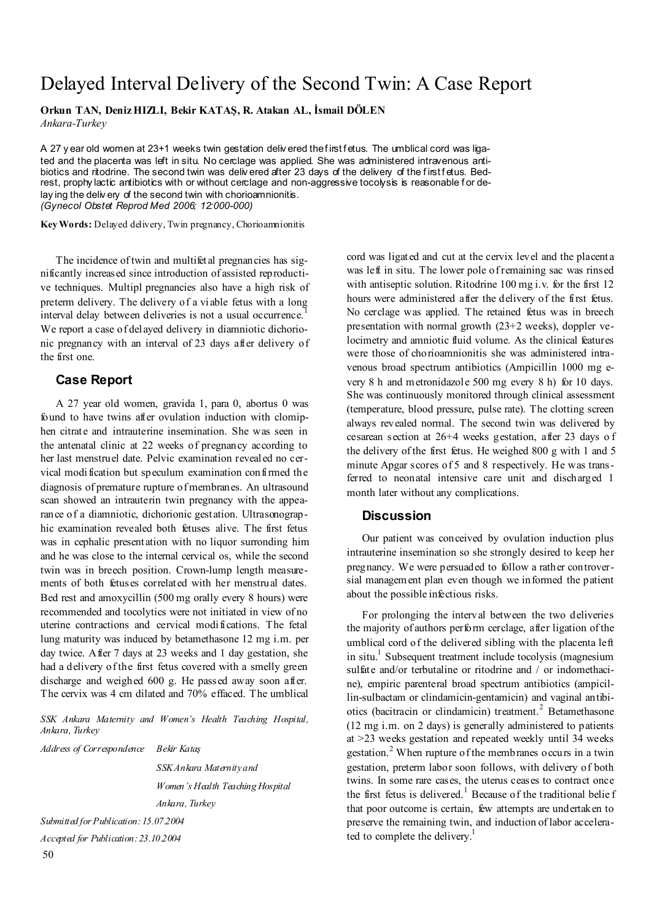# Delayed Interval Delivery of the Second Twin: A Case Report

**Orkun TAN, Deniz HIZLI, Bekir KATAŞ, R. Atakan AL, İsmail DÖLEN**
*Ankara-Turkey*

A 27 year old women at 23+1 weeks twin gestation delivered the first fetus. The umblical cord was ligated and the placenta was left in situ. No cerclage was applied. She was administered intravenous antibiotics and ritodrine. The second twin was delivered after 23 days of the delivery of the first fetus. Bedrest, prophylactic antibiotics with or without cerclage and non-aggressive tocolysis is reasonable for delaying the delivery of the second twin with chorioamnionitis.
*(Gynecol Obstet Reprod Med 2006; 12:000-000)*

**Key Words:** Delayed delivery, Twin pregnancy, Chorioamnionitis

The incidence of twin and multifetal pregnancies has significantly increased since introduction of assisted reproductive techniques. Multipl pregnancies also have a high risk of preterm delivery. The delivery of a viable fetus with a long interval delay between deliveries is not a usual occurrence.[1] We report a case of delayed delivery in diamniotic dichorionic pregnancy with an interval of 23 days after delivery of the first one.

## Case Report

A 27 year old women, gravida 1, para 0, abortus 0 was found to have twins after ovulation induction with clomiphen citrate and intrauterine insemination. She was seen in the antenatal clinic at 22 weeks of pregnancy according to her last menstruel date. Pelvic examination revealed no cervical modification but speculum examination confirmed the diagnosis of premature rupture of membranes. An ultrasound scan showed an intrauterin twin pregnancy with the appearance of a diamniotic, dichorionic gestation. Ultrasonographic examination revealed both fetuses alive. The first fetus was in cephalic presentation with no liquor surronding him and he was close to the internal cervical os, while the second twin was in breech position. Crown-lump length measurements of both fetuses correlated with her menstrual dates. Bed rest and amoxycillin (500 mg orally every 8 hours) were recommended and tocolytics were not initiated in view of no uterine contractions and cervical modifications. The fetal lung maturity was induced by betamethasone 12 mg i.m. per day twice. After 7 days at 23 weeks and 1 day gestation, she had a delivery of the first fetus covered with a smelly green discharge and weighed 600 g. He passed away soon after. The cervix was 4 cm dilated and 70% effaced. The umblical cord was ligated and cut at the cervix level and the placenta was left in situ. The lower pole of remaining sac was rinsed with antiseptic solution. Ritodrine 100 mg i.v. for the first 12 hours were administered after the delivery of the first fetus. No cerclage was applied. The retained fetus was in breech presentation with normal growth (23+2 weeks), doppler velocimetry and amniotic fluid volume. As the clinical features were those of chorioamnionitis she was administered intravenous broad spectrum antibiotics (Ampicillin 1000 mg every 8 h and metronidazole 500 mg every 8 h) for 10 days. She was continuously monitored through clinical assessment (temperature, blood pressure, pulse rate). The clotting screen always revealed normal. The second twin was delivered by cesarean section at 26+4 weeks gestation, after 23 days of the delivery of the first fetus. He weighed 800 g with 1 and 5 minute Apgar scores of 5 and 8 respectively. He was transferred to neonatal intensive care unit and discharged 1 month later without any complications.

## Discussion

Our patient was conceived by ovulation induction plus intrauterine insemination so she strongly desired to keep her pregnancy. We were persuaded to follow a rather controversial management plan even though we informed the patient about the possible infectious risks.

For prolonging the interval between the two deliveries the majority of authors perform cerclage, after ligation of the umblical cord of the delivered sibling with the placenta left in situ.[1] Subsequent treatment include tocolysis (magnesium sulfate and/or terbutaline or ritodrine and / or indomethacine), empiric parenteral broad spectrum antibiotics (ampicillin-sulbactam or clindamicin-gentamicin) and vaginal antibiotics (bacitracin or clindamicin) treatment.[2] Betamethasone (12 mg i.m. on 2 days) is generally administered to patients at >23 weeks gestation and repeated weekly until 34 weeks gestation.[2] When rupture of the membranes occurs in a twin gestation, preterm labor soon follows, with delivery of both twins. In some rare cases, the uterus ceases to contract once the first fetus is delivered.[1] Because of the traditional belief that poor outcome is certain, few attempts are undertaken to preserve the remaining twin, and induction of labor accelerated to complete the delivery.[1]

*SSK Ankara Maternity and Women's Health Teaching Hospital, Ankara, Turkey*

*Address of Correspondence* Bekir Kataş
SSK Ankara Maternity and Women's Health Teaching Hospital
Ankara, Turkey

*Submitted for Publication: 15.07.2004*

*Accepted for Publication: 23.10.2004*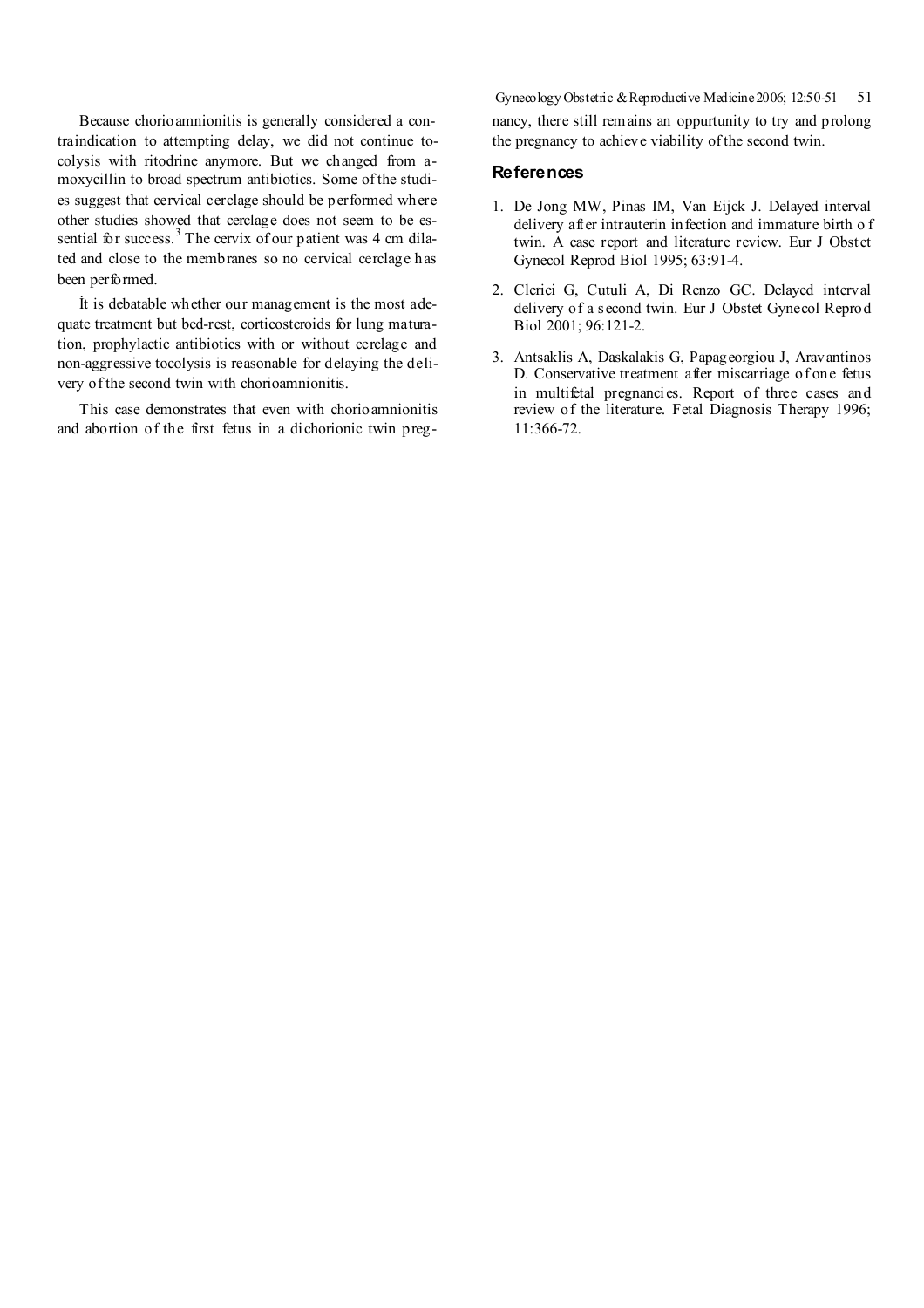Because chorioamnionitis is generally considered a contraindication to attempting delay, we did not continue tocolysis with ritodrine anymore. But we changed from amoxycillin to broad spectrum antibiotics. Some of the studies suggest that cervical cerclage should be performed where other studies showed that cerclage does not seem to be essential for success.[3] The cervix of our patient was 4 cm dilated and close to the membranes so no cervical cerclage has been performed.

İt is debatable whether our management is the most adequate treatment but bed-rest, corticosteroids for lung maturation, prophylactic antibiotics with or without cerclage and non-aggressive tocolysis is reasonable for delaying the delivery of the second twin with chorioamnionitis.

This case demonstrates that even with chorioamnionitis and abortion of the first fetus in a dichorionic twin pregnancy, there still remains an oppurtunity to try and prolong the pregnancy to achieve viability of the second twin.

## References

1. De Jong MW, Pinas IM, Van Eijck J. Delayed interval delivery after intrauterin infection and immature birth of twin. A case report and literature review. Eur J Obstet Gynecol Reprod Biol 1995; 63:91-4.
2. Clerici G, Cutuli A, Di Renzo GC. Delayed interval delivery of a second twin. Eur J Obstet Gynecol Reprod Biol 2001; 96:121-2.
3. Antsaklis A, Daskalakis G, Papageorgiou J, Aravantinos D. Conservative treatment after miscarriage of one fetus in multifetal pregnancies. Report of three cases and review of the literature. Fetal Diagnosis Therapy 1996; 11:366-72.